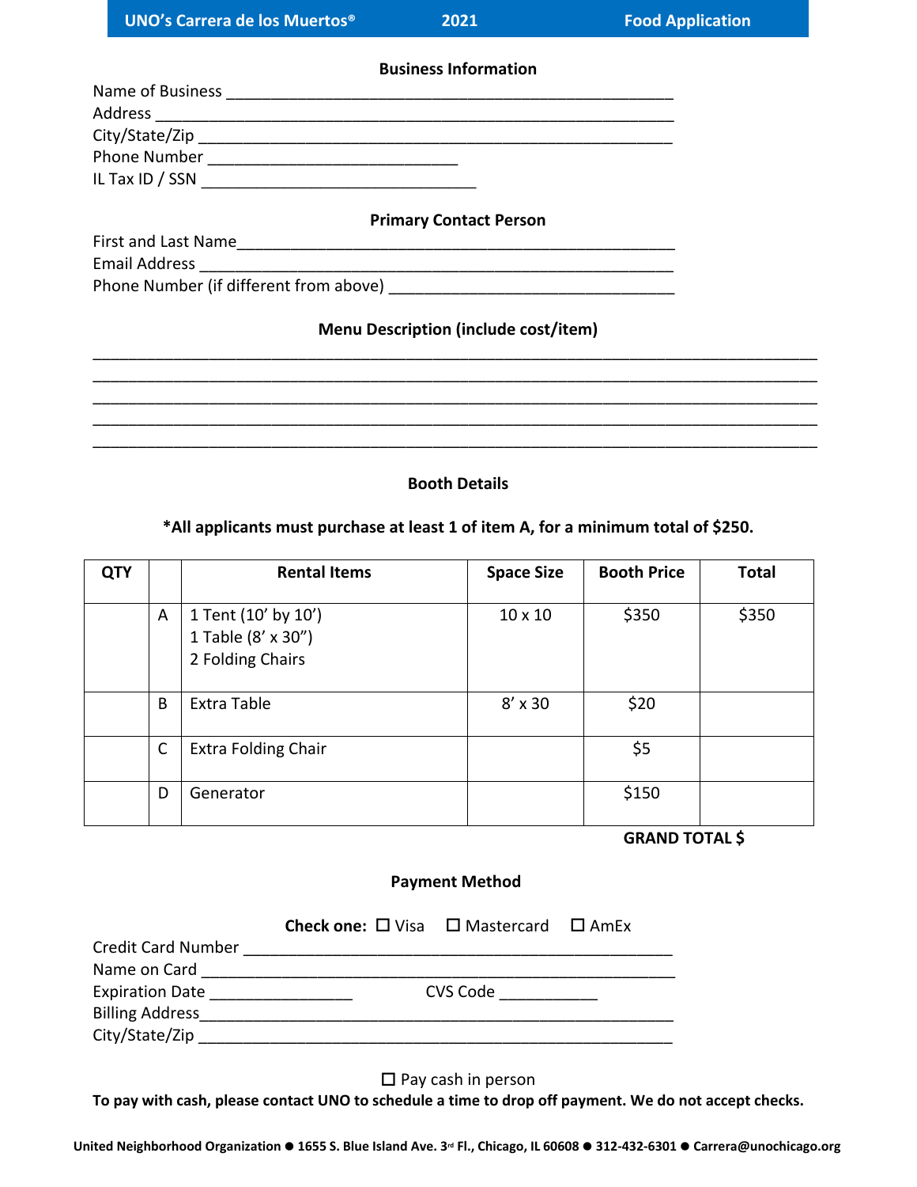UNO's Carrera de los Muertos® 2021 Food Application

## Business Information

Name of Business ___________________________________________________

Address ___________________________________________________________

City/State/Zip ______________________________________________________

Phone Number _____________________________

IL Tax ID / SSN ________________________________

## Primary Contact Person

First and Last Name__________________________________________________

Email Address _______________________________________________________

Phone Number (if different from above) ________________________________

## Menu Description (include cost/item)

______________________________________________________________________________

______________________________________________________________________________

______________________________________________________________________________

______________________________________________________________________________

______________________________________________________________________________

## Booth Details

**\*All applicants must purchase at least 1 of item A, for a minimum total of $250.**

| QTY | | Rental Items | Space Size | Booth Price | Total |
|---|---|---|---|---|---|
| | A | 1 Tent (10' by 10')<br>1 Table (8' x 30")<br>2 Folding Chairs | 10 x 10 | $350 | $350 |
| | B | Extra Table | 8' x 30 | $20 | |
| | C | Extra Folding Chair | | $5 | |
| | D | Generator | | $150 | |

**GRAND TOTAL $**

## Payment Method

**Check one:** ☐ Visa ☐ Mastercard ☐ AmEx

Credit Card Number __________________________________________________

Name on Card _______________________________________________________

Expiration Date ________________ CVS Code ___________

Billing Address_______________________________________________________

City/State/Zip _______________________________________________________

☐ Pay cash in person

**To pay with cash, please contact UNO to schedule a time to drop off payment. We do not accept checks.**

**United Neighborhood Organization ● 1655 S. Blue Island Ave. 3rd Fl., Chicago, IL 60608 ● 312-432-6301 ● Carrera@unochicago.org**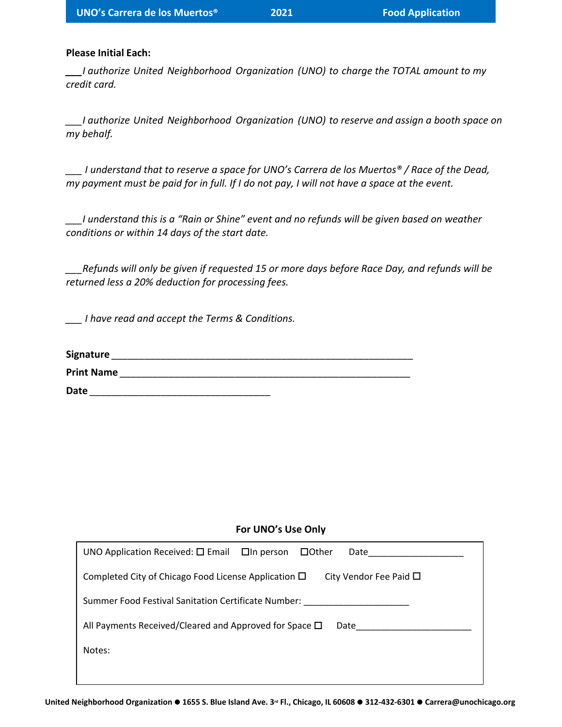**Please Initial Each:**

___*I authorize United Neighborhood Organization (UNO) to charge the TOTAL amount to my credit card.*

___*I authorize United Neighborhood Organization (UNO) to reserve and assign a booth space on my behalf.*

___ *I understand that to reserve a space for UNO's Carrera de los Muertos® / Race of the Dead, my payment must be paid for in full. If I do not pay, I will not have a space at the event.*

___*I understand this is a "Rain or Shine" event and no refunds will be given based on weather conditions or within 14 days of the start date.*

___*Refunds will only be given if requested 15 or more days before Race Day, and refunds will be returned less a 20% deduction for processing fees.*

___ *I have read and accept the Terms & Conditions.*

**Signature** ______________________________________________________

**Print Name** _____________________________________________________

**Date** _______________________________

**For UNO's Use Only**

| |
|---|
| UNO Application Received: ☐ Email ☐ In person ☐ Other Date__________________ |
| Completed City of Chicago Food License Application ☐ City Vendor Fee Paid ☐ |
| Summer Food Festival Sanitation Certificate Number: ____________________ |
| All Payments Received/Cleared and Approved for Space ☐ Date______________________ |
| Notes: |

United Neighborhood Organization ● 1655 S. Blue Island Ave. 3rd Fl., Chicago, IL 60608 ● 312-432-6301 ● Carrera@unochicago.org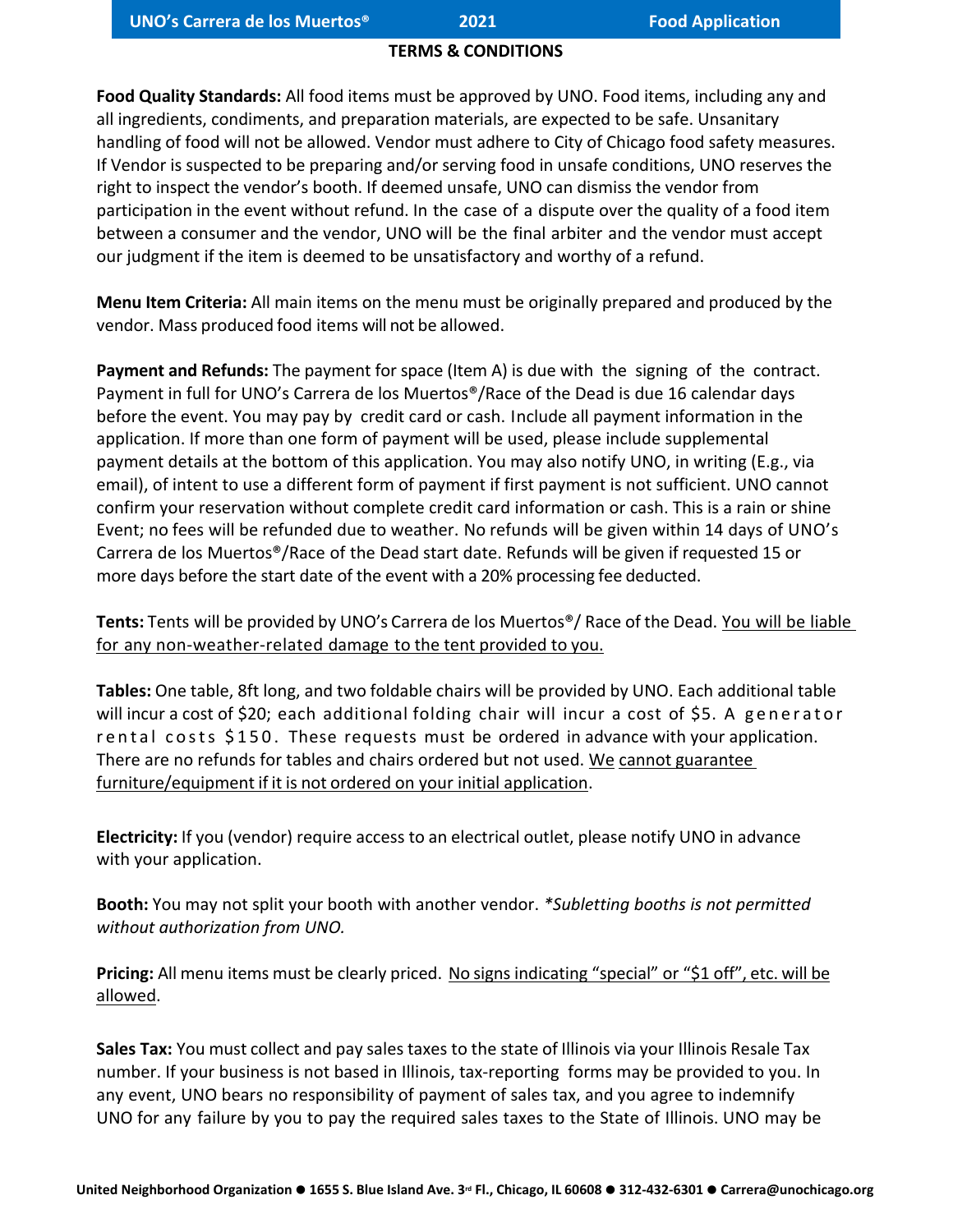## TERMS & CONDITIONS

**Food Quality Standards:** All food items must be approved by UNO. Food items, including any and all ingredients, condiments, and preparation materials, are expected to be safe. Unsanitary handling of food will not be allowed. Vendor must adhere to City of Chicago food safety measures. If Vendor is suspected to be preparing and/or serving food in unsafe conditions, UNO reserves the right to inspect the vendor's booth. If deemed unsafe, UNO can dismiss the vendor from participation in the event without refund. In the case of a dispute over the quality of a food item between a consumer and the vendor, UNO will be the final arbiter and the vendor must accept our judgment if the item is deemed to be unsatisfactory and worthy of a refund.

**Menu Item Criteria:** All main items on the menu must be originally prepared and produced by the vendor. Mass produced food items will not be allowed.

**Payment and Refunds:** The payment for space (Item A) is due with the signing of the contract. Payment in full for UNO's Carrera de los Muertos®/Race of the Dead is due 16 calendar days before the event. You may pay by credit card or cash. Include all payment information in the application. If more than one form of payment will be used, please include supplemental payment details at the bottom of this application. You may also notify UNO, in writing (E.g., via email), of intent to use a different form of payment if first payment is not sufficient. UNO cannot confirm your reservation without complete credit card information or cash. This is a rain or shine Event; no fees will be refunded due to weather. No refunds will be given within 14 days of UNO's Carrera de los Muertos®/Race of the Dead start date. Refunds will be given if requested 15 or more days before the start date of the event with a 20% processing fee deducted.

**Tents:** Tents will be provided by UNO's Carrera de los Muertos®/ Race of the Dead. <u>You will be liable for any non-weather-related damage to the tent provided to you.</u>

**Tables:** One table, 8ft long, and two foldable chairs will be provided by UNO. Each additional table will incur a cost of $20; each additional folding chair will incur a cost of $5. A generator rental costs $150. These requests must be ordered in advance with your application. There are no refunds for tables and chairs ordered but not used. <u>We cannot guarantee furniture/equipment if it is not ordered on your initial application</u>.

**Electricity:** If you (vendor) require access to an electrical outlet, please notify UNO in advance with your application.

**Booth:** You may not split your booth with another vendor. *\*Subletting booths is not permitted without authorization from UNO.*

**Pricing:** All menu items must be clearly priced. <u>No signs indicating "special" or "$1 off", etc. will be allowed</u>.

**Sales Tax:** You must collect and pay sales taxes to the state of Illinois via your Illinois Resale Tax number. If your business is not based in Illinois, tax-reporting forms may be provided to you. In any event, UNO bears no responsibility of payment of sales tax, and you agree to indemnify UNO for any failure by you to pay the required sales taxes to the State of Illinois. UNO may be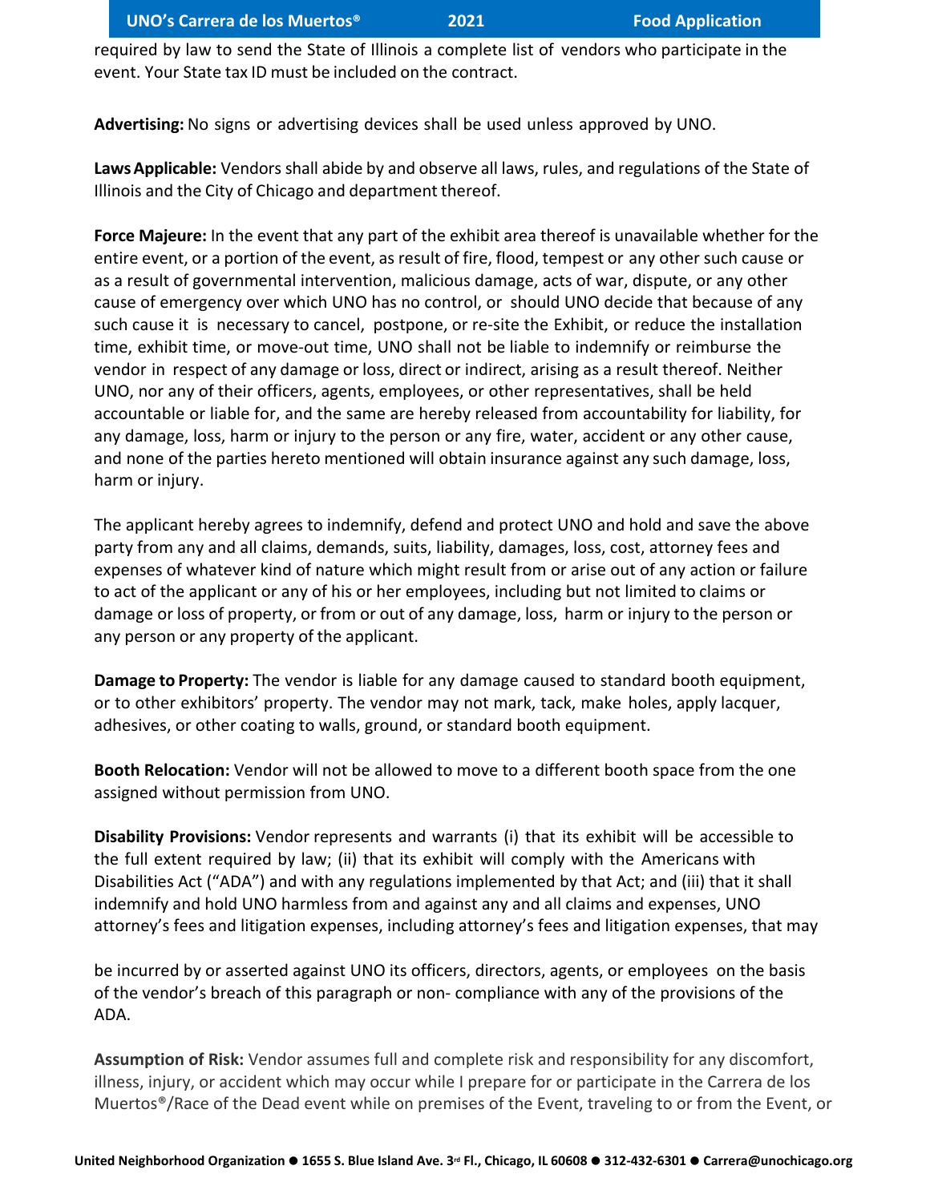required by law to send the State of Illinois a complete list of vendors who participate in the event. Your State tax ID must be included on the contract.

**Advertising:** No signs or advertising devices shall be used unless approved by UNO.

**Laws Applicable:** Vendors shall abide by and observe all laws, rules, and regulations of the State of Illinois and the City of Chicago and department thereof.

**Force Majeure:** In the event that any part of the exhibit area thereof is unavailable whether for the entire event, or a portion of the event, as result of fire, flood, tempest or any other such cause or as a result of governmental intervention, malicious damage, acts of war, dispute, or any other cause of emergency over which UNO has no control, or should UNO decide that because of any such cause it is necessary to cancel, postpone, or re-site the Exhibit, or reduce the installation time, exhibit time, or move-out time, UNO shall not be liable to indemnify or reimburse the vendor in respect of any damage or loss, direct or indirect, arising as a result thereof. Neither UNO, nor any of their officers, agents, employees, or other representatives, shall be held accountable or liable for, and the same are hereby released from accountability for liability, for any damage, loss, harm or injury to the person or any fire, water, accident or any other cause, and none of the parties hereto mentioned will obtain insurance against any such damage, loss, harm or injury.

The applicant hereby agrees to indemnify, defend and protect UNO and hold and save the above party from any and all claims, demands, suits, liability, damages, loss, cost, attorney fees and expenses of whatever kind of nature which might result from or arise out of any action or failure to act of the applicant or any of his or her employees, including but not limited to claims or damage or loss of property, or from or out of any damage, loss, harm or injury to the person or any person or any property of the applicant.

**Damage to Property:** The vendor is liable for any damage caused to standard booth equipment, or to other exhibitors' property. The vendor may not mark, tack, make holes, apply lacquer, adhesives, or other coating to walls, ground, or standard booth equipment.

**Booth Relocation:** Vendor will not be allowed to move to a different booth space from the one assigned without permission from UNO.

**Disability Provisions:** Vendor represents and warrants (i) that its exhibit will be accessible to the full extent required by law; (ii) that its exhibit will comply with the Americans with Disabilities Act ("ADA") and with any regulations implemented by that Act; and (iii) that it shall indemnify and hold UNO harmless from and against any and all claims and expenses, UNO attorney's fees and litigation expenses, including attorney's fees and litigation expenses, that may be incurred by or asserted against UNO its officers, directors, agents, or employees on the basis of the vendor's breach of this paragraph or non- compliance with any of the provisions of the ADA.

**Assumption of Risk:** Vendor assumes full and complete risk and responsibility for any discomfort, illness, injury, or accident which may occur while I prepare for or participate in the Carrera de los Muertos®/Race of the Dead event while on premises of the Event, traveling to or from the Event, or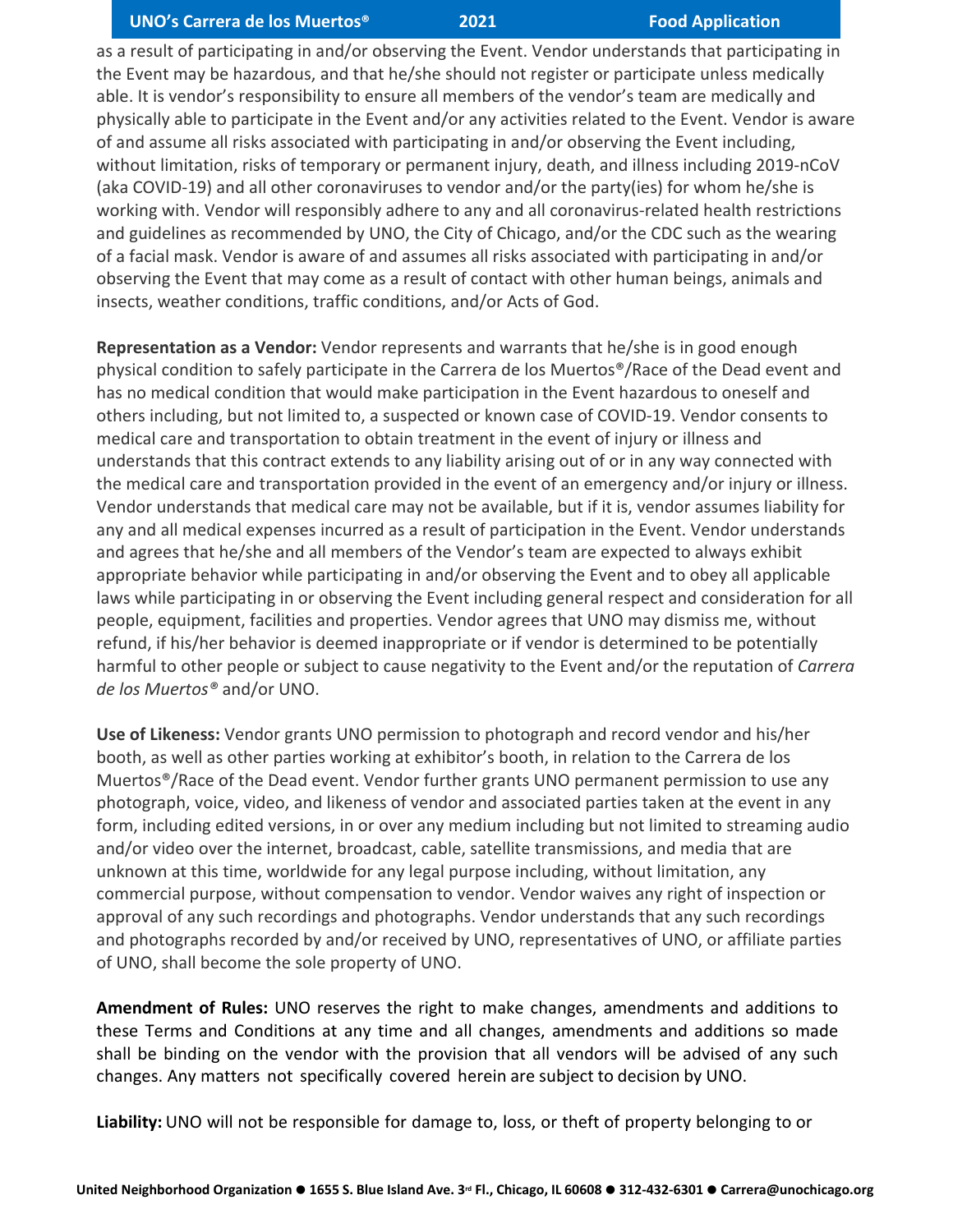as a result of participating in and/or observing the Event. Vendor understands that participating in the Event may be hazardous, and that he/she should not register or participate unless medically able. It is vendor's responsibility to ensure all members of the vendor's team are medically and physically able to participate in the Event and/or any activities related to the Event. Vendor is aware of and assume all risks associated with participating in and/or observing the Event including, without limitation, risks of temporary or permanent injury, death, and illness including 2019-nCoV (aka COVID-19) and all other coronaviruses to vendor and/or the party(ies) for whom he/she is working with. Vendor will responsibly adhere to any and all coronavirus-related health restrictions and guidelines as recommended by UNO, the City of Chicago, and/or the CDC such as the wearing of a facial mask. Vendor is aware of and assumes all risks associated with participating in and/or observing the Event that may come as a result of contact with other human beings, animals and insects, weather conditions, traffic conditions, and/or Acts of God.

**Representation as a Vendor:** Vendor represents and warrants that he/she is in good enough physical condition to safely participate in the Carrera de los Muertos®/Race of the Dead event and has no medical condition that would make participation in the Event hazardous to oneself and others including, but not limited to, a suspected or known case of COVID-19. Vendor consents to medical care and transportation to obtain treatment in the event of injury or illness and understands that this contract extends to any liability arising out of or in any way connected with the medical care and transportation provided in the event of an emergency and/or injury or illness. Vendor understands that medical care may not be available, but if it is, vendor assumes liability for any and all medical expenses incurred as a result of participation in the Event. Vendor understands and agrees that he/she and all members of the Vendor's team are expected to always exhibit appropriate behavior while participating in and/or observing the Event and to obey all applicable laws while participating in or observing the Event including general respect and consideration for all people, equipment, facilities and properties. Vendor agrees that UNO may dismiss me, without refund, if his/her behavior is deemed inappropriate or if vendor is determined to be potentially harmful to other people or subject to cause negativity to the Event and/or the reputation of *Carrera de los Muertos®* and/or UNO.

**Use of Likeness:** Vendor grants UNO permission to photograph and record vendor and his/her booth, as well as other parties working at exhibitor's booth, in relation to the Carrera de los Muertos®/Race of the Dead event. Vendor further grants UNO permanent permission to use any photograph, voice, video, and likeness of vendor and associated parties taken at the event in any form, including edited versions, in or over any medium including but not limited to streaming audio and/or video over the internet, broadcast, cable, satellite transmissions, and media that are unknown at this time, worldwide for any legal purpose including, without limitation, any commercial purpose, without compensation to vendor. Vendor waives any right of inspection or approval of any such recordings and photographs. Vendor understands that any such recordings and photographs recorded by and/or received by UNO, representatives of UNO, or affiliate parties of UNO, shall become the sole property of UNO.

**Amendment of Rules:** UNO reserves the right to make changes, amendments and additions to these Terms and Conditions at any time and all changes, amendments and additions so made shall be binding on the vendor with the provision that all vendors will be advised of any such changes. Any matters not specifically covered herein are subject to decision by UNO.

**Liability:** UNO will not be responsible for damage to, loss, or theft of property belonging to or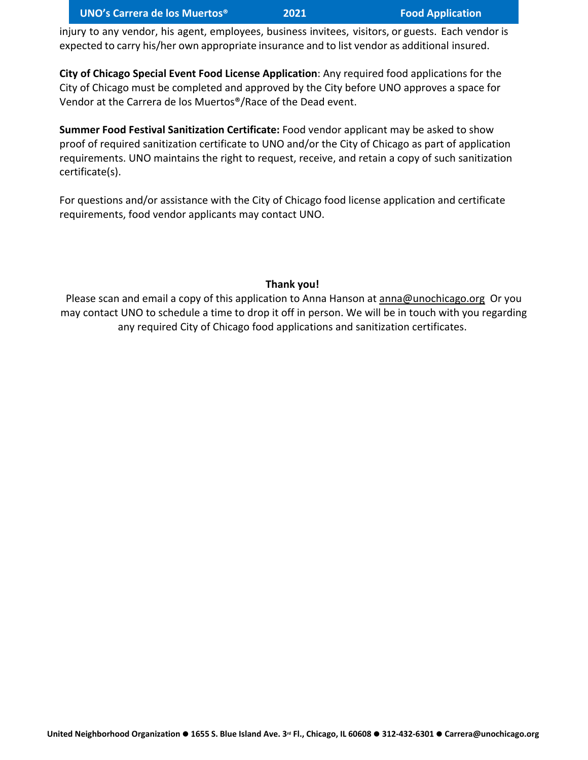injury to any vendor, his agent, employees, business invitees, visitors, or guests. Each vendor is expected to carry his/her own appropriate insurance and to list vendor as additional insured.

**City of Chicago Special Event Food License Application**: Any required food applications for the City of Chicago must be completed and approved by the City before UNO approves a space for Vendor at the Carrera de los Muertos®/Race of the Dead event.

**Summer Food Festival Sanitization Certificate:** Food vendor applicant may be asked to show proof of required sanitization certificate to UNO and/or the City of Chicago as part of application requirements. UNO maintains the right to request, receive, and retain a copy of such sanitization certificate(s).

For questions and/or assistance with the City of Chicago food license application and certificate requirements, food vendor applicants may contact UNO.

**Thank you!**

Please scan and email a copy of this application to Anna Hanson at anna@unochicago.org Or you may contact UNO to schedule a time to drop it off in person. We will be in touch with you regarding any required City of Chicago food applications and sanitization certificates.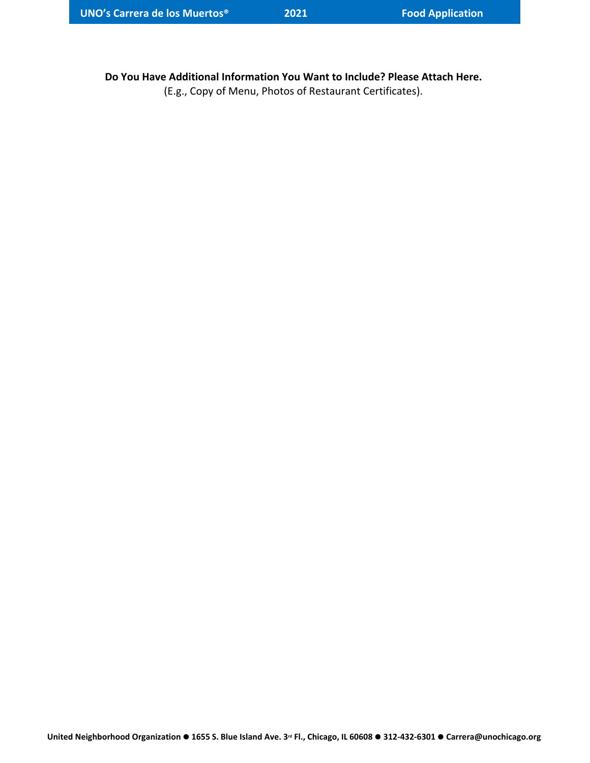**Do You Have Additional Information You Want to Include? Please Attach Here.**

(E.g., Copy of Menu, Photos of Restaurant Certificates).